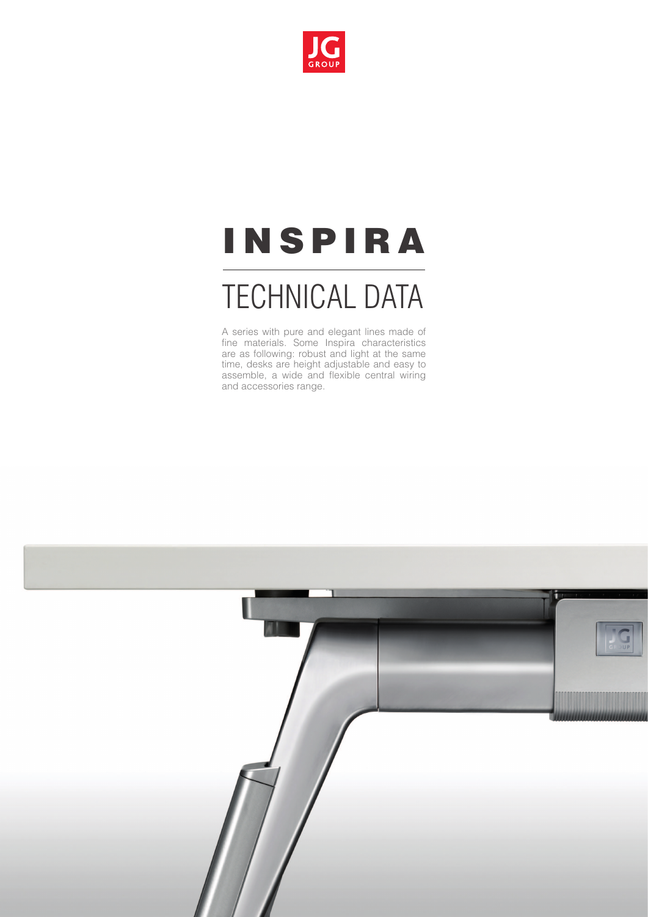# INSPIRA

## TECHNICAL DATA

A series with pure and elegant lines made of fine materials. Some Inspira characteristics are as following: robust and light at the same time, desks are height adjustable and easy to assemble, a wide and flexible central wiring and accessories range.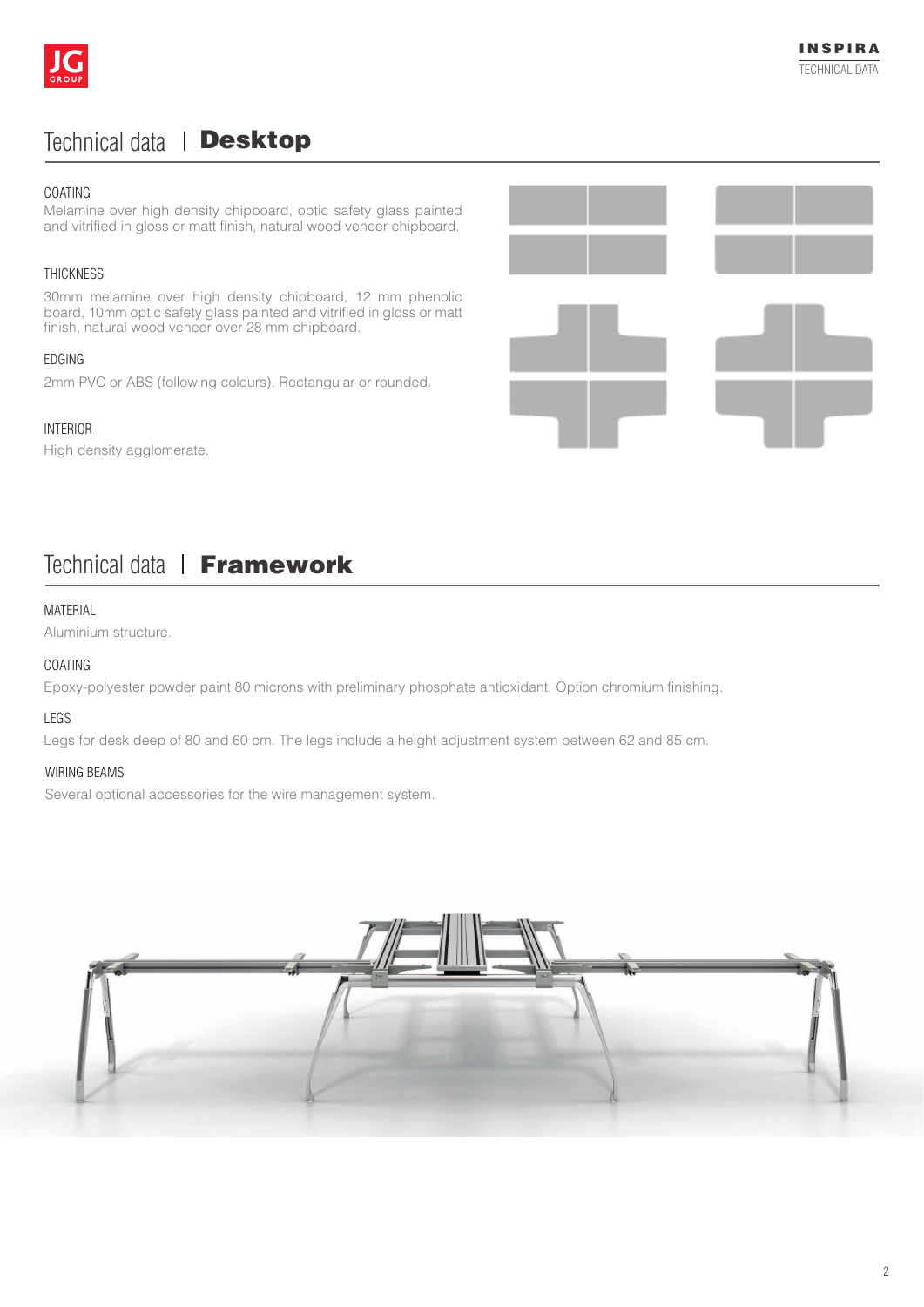# Technical data | **Desktop**

### COATING

Melamine over high density chipboard, optic safety glass painted and vitrified in gloss or matt finish, natural wood veneer chipboard.

### THICKNESS

30mm melamine over high density chipboard, 12 mm phenolic board, 10mm optic safety glass painted and vitrified in gloss or matt finish, natural wood veneer over 28 mm chipboard.

### EDGING

2mm PVC or ABS (following colours). Rectangular or rounded.

### INTERIOR

High density agglomerate.

# Technical data | **Framework**

### MATERIAL

Aluminium structure.

### COATING

Epoxy-polyester powder paint 80 microns with preliminary phosphate antioxidant. Option chromium finishing.

### LEGS

Legs for desk deep of 80 and 60 cm. The legs include a height adjustment system between 62 and 85 cm.

### WIRING BEAMS

Several optional accessories for the wire management system.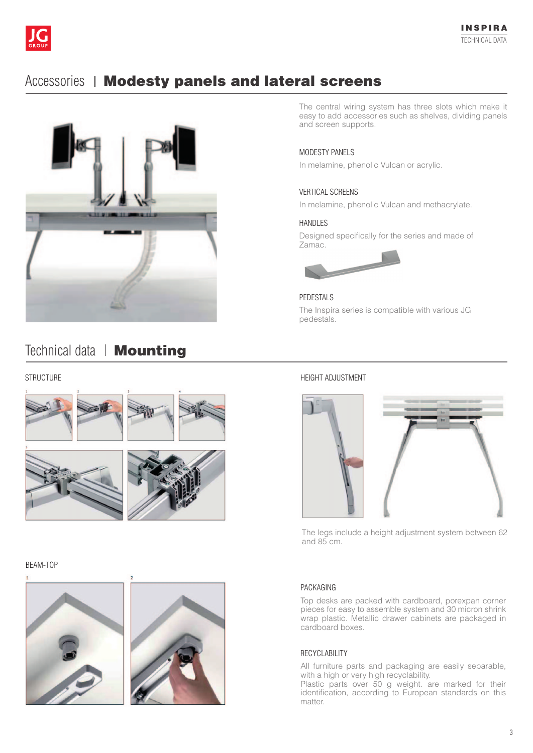# Accessories | **Modesty panels and lateral screens**

The central wiring system has three slots which make it easy to add accessories such as shelves, dividing panels and screen supports.

### MODESTY PANELS

In melamine, phenolic Vulcan or acrylic.

### VERTICAL SCREENS

In melamine, phenolic Vulcan and methacrylate.

### HANDLES

Designed specifically for the series and made of Zamac.

### PEDESTALS

The Inspira series is compatible with various JG pedestals.

# Technical data | **Mounting**

### STRUCTURE

### HEIGHT ADJUSTMENT

The legs include a height adjustment system between 62 and 85 cm.

### BEAM-TOP

### PACKAGING

Top desks are packed with cardboard, porexpan corner pieces for easy to assemble system and 30 micron shrink wrap plastic. Metallic drawer cabinets are packaged in cardboard boxes.

### RECYCLABILITY

All furniture parts and packaging are easily separable, with a high or very high recyclability.
Plastic parts over 50 g weight. are marked for their identification, according to European standards on this matter.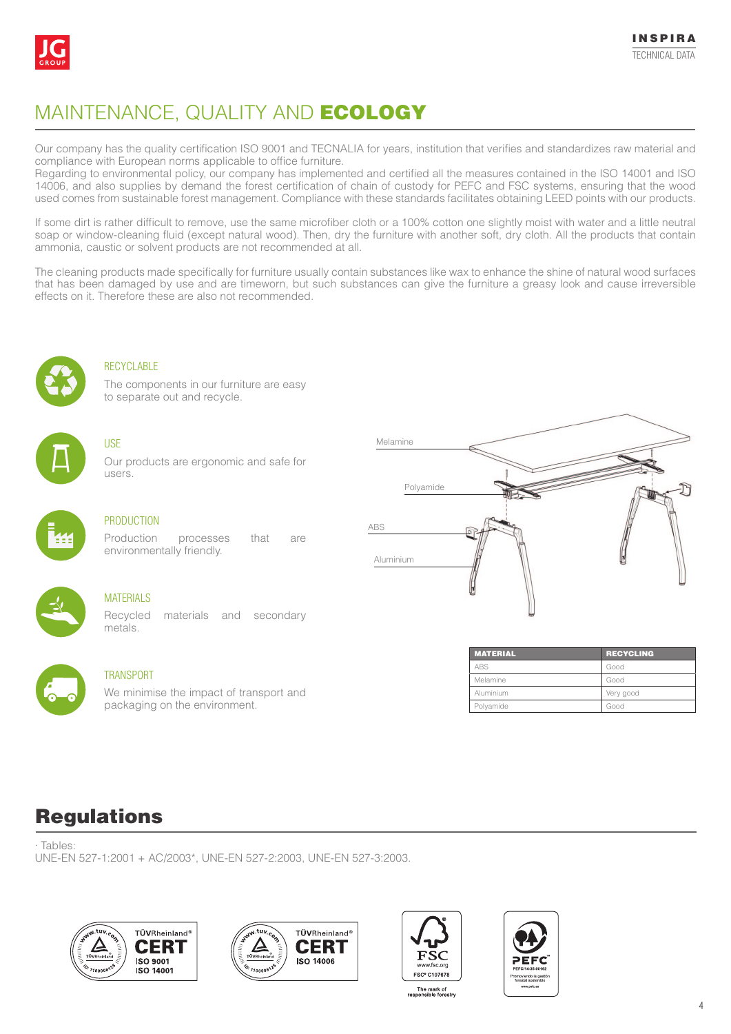# MAINTENANCE, QUALITY AND **ECOLOGY**

Our company has the quality certification ISO 9001 and TECNALIA for years, institution that verifies and standardizes raw material and compliance with European norms applicable to office furniture.
Regarding to environmental policy, our company has implemented and certified all the measures contained in the ISO 14001 and ISO 14006, and also supplies by demand the forest certification of chain of custody for PEFC and FSC systems, ensuring that the wood used comes from sustainable forest management. Compliance with these standards facilitates obtaining LEED points with our products.

If some dirt is rather difficult to remove, use the same microfiber cloth or a 100% cotton one slightly moist with water and a little neutral soap or window-cleaning fluid (except natural wood). Then, dry the furniture with another soft, dry cloth. All the products that contain ammonia, caustic or solvent products are not recommended at all.

The cleaning products made specifically for furniture usually contain substances like wax to enhance the shine of natural wood surfaces that has been damaged by use and are timeworn, but such substances can give the furniture a greasy look and cause irreversible effects on it. Therefore these are also not recommended.

### RECYCLABLE

The components in our furniture are easy to separate out and recycle.

### USE

Our products are ergonomic and safe for users.

### PRODUCTION

Production processes that are environmentally friendly.

### MATERIALS

Recycled materials and secondary metals.

### TRANSPORT

We minimise the impact of transport and packaging on the environment.

Melamine

Polyamide

ABS

Aluminium

| MATERIAL | RECYCLING |
| --- | --- |
| ABS | Good |
| Melamine | Good |
| Aluminium | Very good |
| Polyamide | Good |

## Regulations

· Tables:
UNE-EN 527-1:2001 + AC/2003*, UNE-EN 527-2:2003, UNE-EN 527-3:2003.

TÜVRheinland® CERT ISO 9001 ISO 14001

TÜVRheinland® CERT ISO 14006

FSC www.fsc.org FSC® C107678
The mark of responsible forestry

PEFC™ PEFC/14-35-00162
Promoviendo la gestión forestal sostenible
www.pefc.es